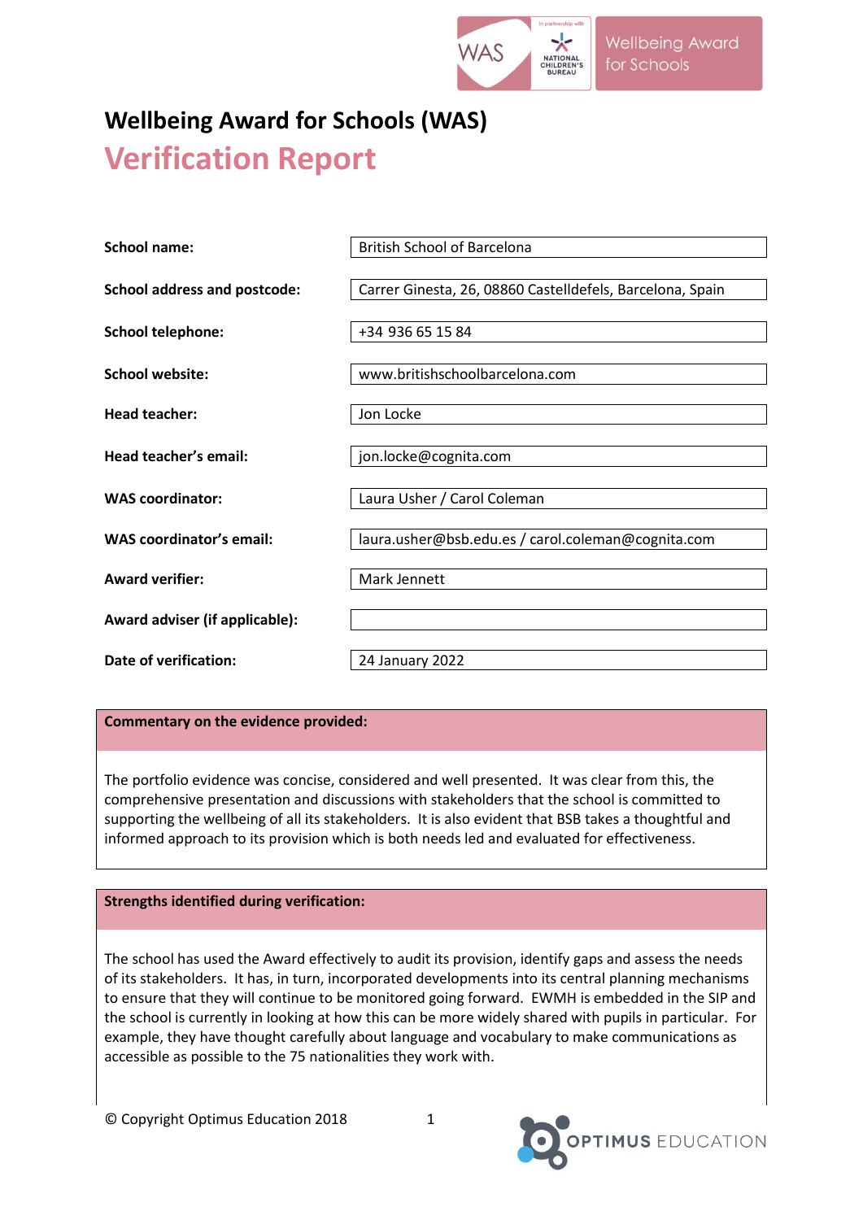# Wellbeing Award for Schools (WAS)

## Verification Report

| | |
|---|---|
| **School name:** | British School of Barcelona |
| **School address and postcode:** | Carrer Ginesta, 26, 08860 Castelldefels, Barcelona, Spain |
| **School telephone:** | +34 936 65 15 84 |
| **School website:** | www.britishschoolbarcelona.com |
| **Head teacher:** | Jon Locke |
| **Head teacher's email:** | jon.locke@cognita.com |
| **WAS coordinator:** | Laura Usher / Carol Coleman |
| **WAS coordinator's email:** | laura.usher@bsb.edu.es / carol.coleman@cognita.com |
| **Award verifier:** | Mark Jennett |
| **Award adviser (if applicable):** | |
| **Date of verification:** | 24 January 2022 |

**Commentary on the evidence provided:**

The portfolio evidence was concise, considered and well presented. It was clear from this, the comprehensive presentation and discussions with stakeholders that the school is committed to supporting the wellbeing of all its stakeholders. It is also evident that BSB takes a thoughtful and informed approach to its provision which is both needs led and evaluated for effectiveness.

**Strengths identified during verification:**

The school has used the Award effectively to audit its provision, identify gaps and assess the needs of its stakeholders. It has, in turn, incorporated developments into its central planning mechanisms to ensure that they will continue to be monitored going forward. EWMH is embedded in the SIP and the school is currently in looking at how this can be more widely shared with pupils in particular. For example, they have thought carefully about language and vocabulary to make communications as accessible as possible to the 75 nationalities they work with.

© Copyright Optimus Education 2018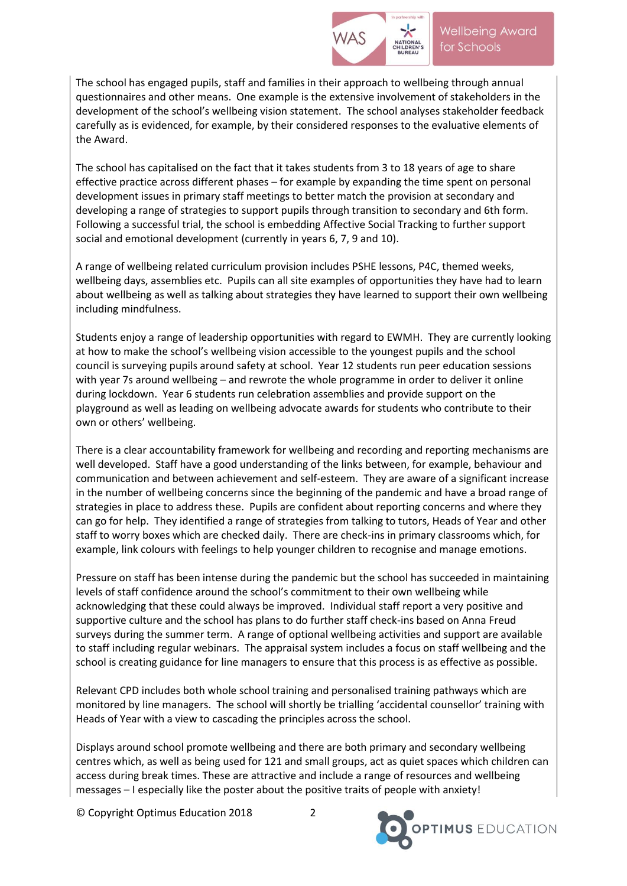The school has engaged pupils, staff and families in their approach to wellbeing through annual questionnaires and other means. One example is the extensive involvement of stakeholders in the development of the school's wellbeing vision statement. The school analyses stakeholder feedback carefully as is evidenced, for example, by their considered responses to the evaluative elements of the Award.

The school has capitalised on the fact that it takes students from 3 to 18 years of age to share effective practice across different phases – for example by expanding the time spent on personal development issues in primary staff meetings to better match the provision at secondary and developing a range of strategies to support pupils through transition to secondary and 6th form. Following a successful trial, the school is embedding Affective Social Tracking to further support social and emotional development (currently in years 6, 7, 9 and 10).

A range of wellbeing related curriculum provision includes PSHE lessons, P4C, themed weeks, wellbeing days, assemblies etc. Pupils can all site examples of opportunities they have had to learn about wellbeing as well as talking about strategies they have learned to support their own wellbeing including mindfulness.

Students enjoy a range of leadership opportunities with regard to EWMH. They are currently looking at how to make the school's wellbeing vision accessible to the youngest pupils and the school council is surveying pupils around safety at school. Year 12 students run peer education sessions with year 7s around wellbeing – and rewrote the whole programme in order to deliver it online during lockdown. Year 6 students run celebration assemblies and provide support on the playground as well as leading on wellbeing advocate awards for students who contribute to their own or others' wellbeing.

There is a clear accountability framework for wellbeing and recording and reporting mechanisms are well developed. Staff have a good understanding of the links between, for example, behaviour and communication and between achievement and self-esteem. They are aware of a significant increase in the number of wellbeing concerns since the beginning of the pandemic and have a broad range of strategies in place to address these. Pupils are confident about reporting concerns and where they can go for help. They identified a range of strategies from talking to tutors, Heads of Year and other staff to worry boxes which are checked daily. There are check-ins in primary classrooms which, for example, link colours with feelings to help younger children to recognise and manage emotions.

Pressure on staff has been intense during the pandemic but the school has succeeded in maintaining levels of staff confidence around the school's commitment to their own wellbeing while acknowledging that these could always be improved. Individual staff report a very positive and supportive culture and the school has plans to do further staff check-ins based on Anna Freud surveys during the summer term. A range of optional wellbeing activities and support are available to staff including regular webinars. The appraisal system includes a focus on staff wellbeing and the school is creating guidance for line managers to ensure that this process is as effective as possible.

Relevant CPD includes both whole school training and personalised training pathways which are monitored by line managers. The school will shortly be trialling 'accidental counsellor' training with Heads of Year with a view to cascading the principles across the school.

Displays around school promote wellbeing and there are both primary and secondary wellbeing centres which, as well as being used for 121 and small groups, act as quiet spaces which children can access during break times. These are attractive and include a range of resources and wellbeing messages – I especially like the poster about the positive traits of people with anxiety!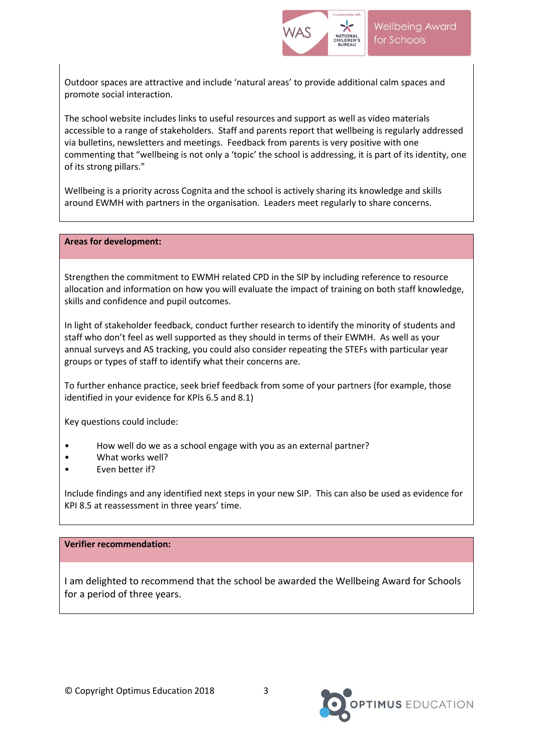Outdoor spaces are attractive and include 'natural areas' to provide additional calm spaces and promote social interaction.

The school website includes links to useful resources and support as well as video materials accessible to a range of stakeholders. Staff and parents report that wellbeing is regularly addressed via bulletins, newsletters and meetings. Feedback from parents is very positive with one commenting that "wellbeing is not only a 'topic' the school is addressing, it is part of its identity, one of its strong pillars."

Wellbeing is a priority across Cognita and the school is actively sharing its knowledge and skills around EWMH with partners in the organisation. Leaders meet regularly to share concerns.

**Areas for development:**

Strengthen the commitment to EWMH related CPD in the SIP by including reference to resource allocation and information on how you will evaluate the impact of training on both staff knowledge, skills and confidence and pupil outcomes.

In light of stakeholder feedback, conduct further research to identify the minority of students and staff who don't feel as well supported as they should in terms of their EWMH. As well as your annual surveys and AS tracking, you could also consider repeating the STEFs with particular year groups or types of staff to identify what their concerns are.

To further enhance practice, seek brief feedback from some of your partners (for example, those identified in your evidence for KPIs 6.5 and 8.1)

Key questions could include:

- How well do we as a school engage with you as an external partner?
- What works well?
- Even better if?

Include findings and any identified next steps in your new SIP. This can also be used as evidence for KPI 8.5 at reassessment in three years' time.

**Verifier recommendation:**

I am delighted to recommend that the school be awarded the Wellbeing Award for Schools for a period of three years.

© Copyright Optimus Education 2018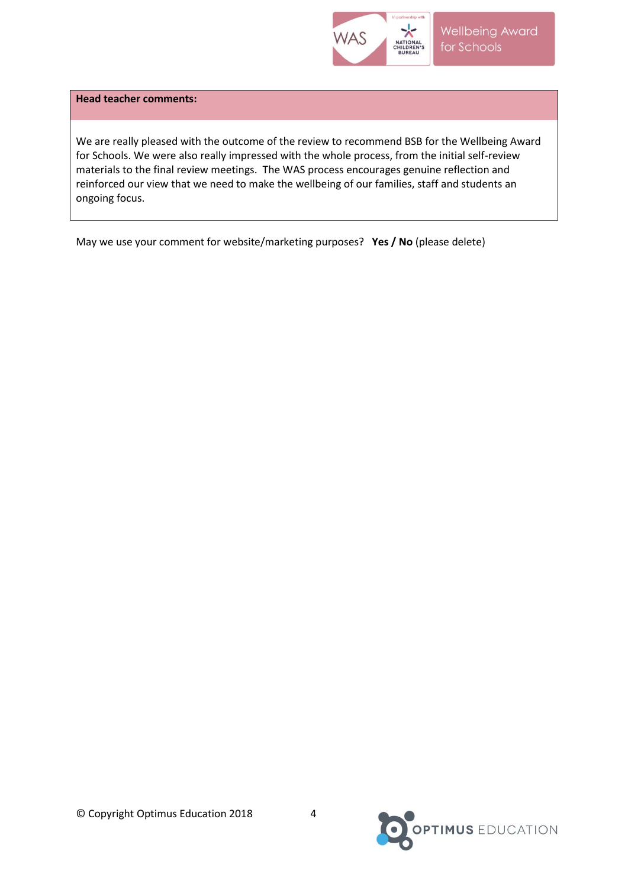**Head teacher comments:**

We are really pleased with the outcome of the review to recommend BSB for the Wellbeing Award for Schools. We were also really impressed with the whole process, from the initial self-review materials to the final review meetings. The WAS process encourages genuine reflection and reinforced our view that we need to make the wellbeing of our families, staff and students an ongoing focus.

May we use your comment for website/marketing purposes? **Yes / No** (please delete)